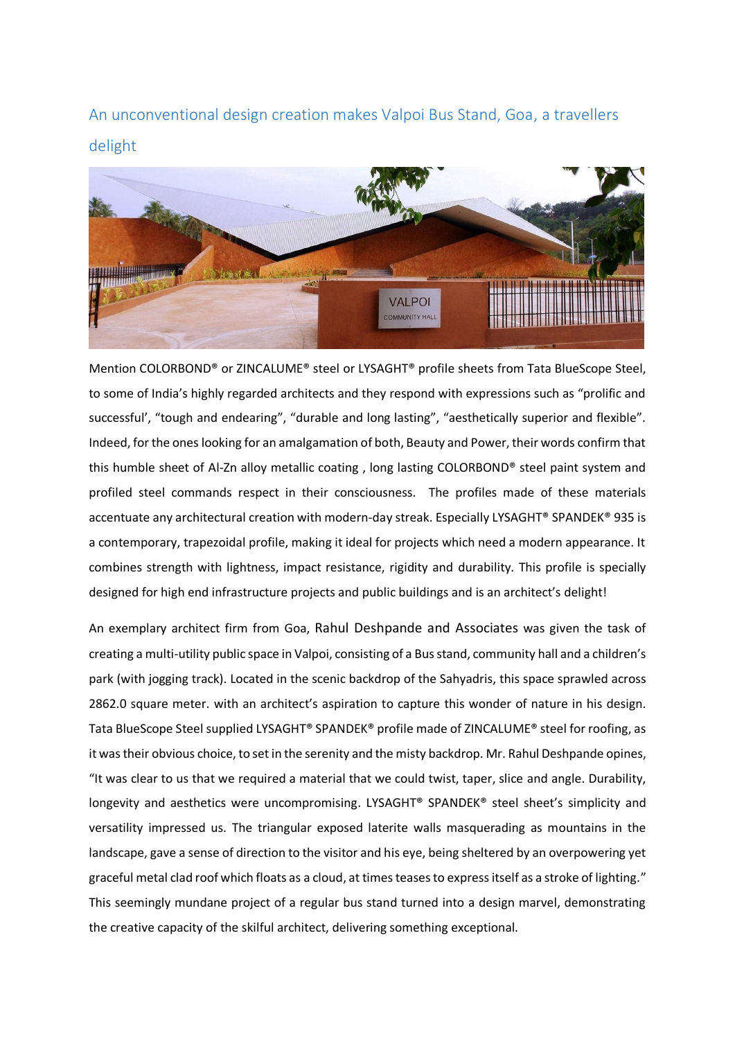# An unconventional design creation makes Valpoi Bus Stand, Goa, a travellers delight

Mention COLORBOND® or ZINCALUME® steel or LYSAGHT® profile sheets from Tata BlueScope Steel, to some of India's highly regarded architects and they respond with expressions such as "prolific and successful', "tough and endearing", "durable and long lasting", "aesthetically superior and flexible". Indeed, for the ones looking for an amalgamation of both, Beauty and Power, their words confirm that this humble sheet of Al-Zn alloy metallic coating , long lasting COLORBOND® steel paint system and profiled steel commands respect in their consciousness. The profiles made of these materials accentuate any architectural creation with modern-day streak. Especially LYSAGHT® SPANDEK® 935 is a contemporary, trapezoidal profile, making it ideal for projects which need a modern appearance. It combines strength with lightness, impact resistance, rigidity and durability. This profile is specially designed for high end infrastructure projects and public buildings and is an architect's delight!

An exemplary architect firm from Goa, Rahul Deshpande and Associates was given the task of creating a multi-utility public space in Valpoi, consisting of a Bus stand, community hall and a children's park (with jogging track). Located in the scenic backdrop of the Sahyadris, this space sprawled across 2862.0 square meter. with an architect's aspiration to capture this wonder of nature in his design. Tata BlueScope Steel supplied LYSAGHT® SPANDEK® profile made of ZINCALUME® steel for roofing, as it was their obvious choice, to set in the serenity and the misty backdrop. Mr. Rahul Deshpande opines, "It was clear to us that we required a material that we could twist, taper, slice and angle. Durability, longevity and aesthetics were uncompromising. LYSAGHT® SPANDEK® steel sheet's simplicity and versatility impressed us. The triangular exposed laterite walls masquerading as mountains in the landscape, gave a sense of direction to the visitor and his eye, being sheltered by an overpowering yet graceful metal clad roof which floats as a cloud, at times teases to express itself as a stroke of lighting." This seemingly mundane project of a regular bus stand turned into a design marvel, demonstrating the creative capacity of the skilful architect, delivering something exceptional.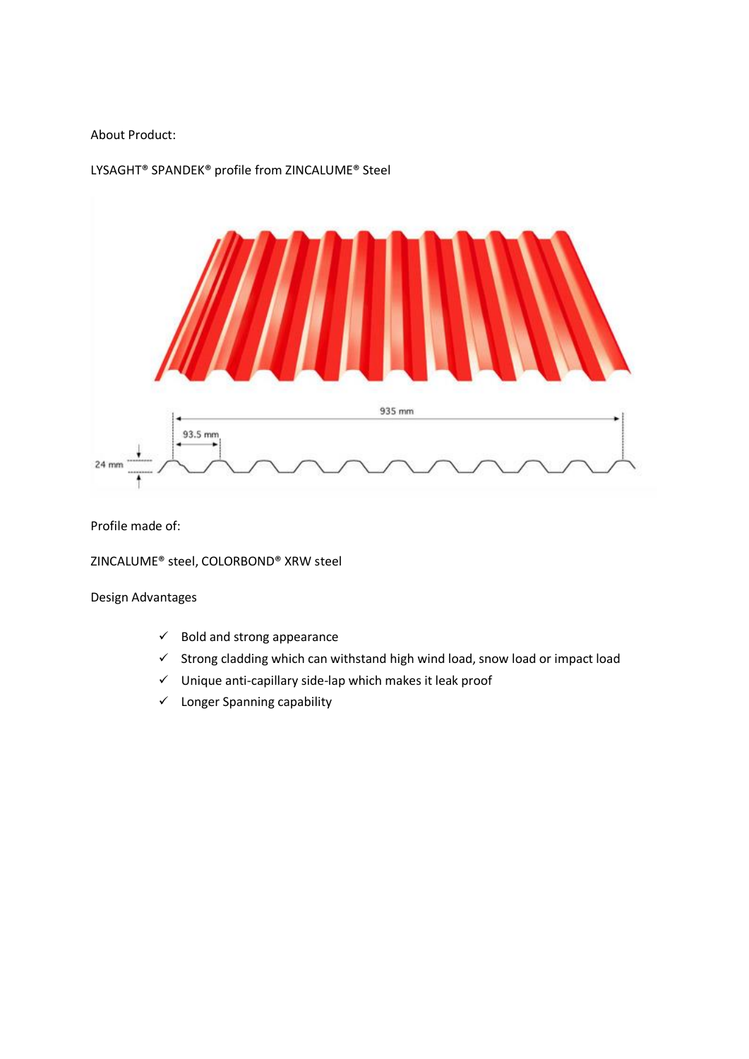About Product:

LYSAGHT® SPANDEK® profile from ZINCALUME® Steel

935 mm

93.5 mm

24 mm

Profile made of:

ZINCALUME® steel, COLORBOND® XRW steel

Design Advantages

- ✓ Bold and strong appearance
- ✓ Strong cladding which can withstand high wind load, snow load or impact load
- ✓ Unique anti-capillary side-lap which makes it leak proof
- ✓ Longer Spanning capability